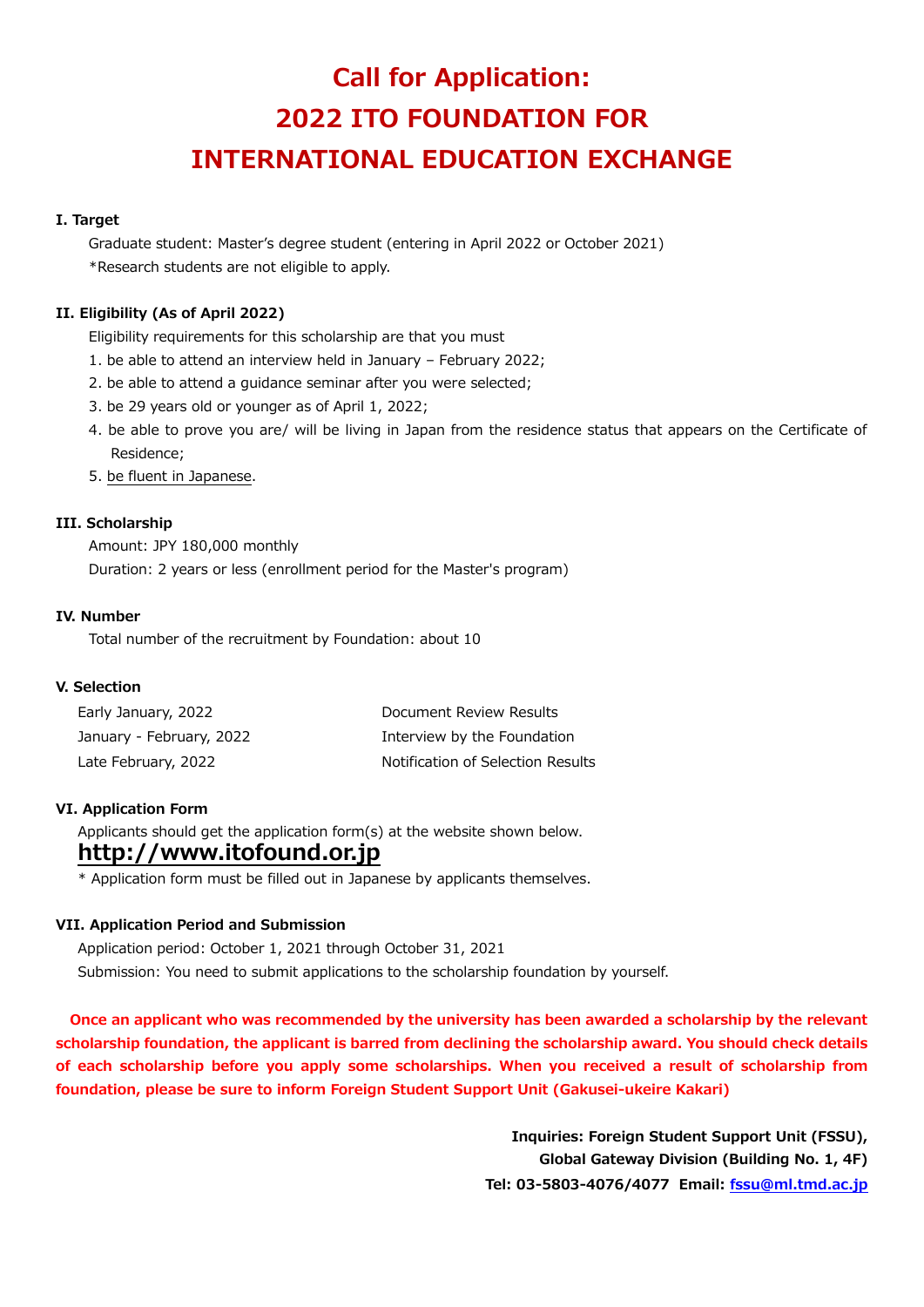# Call for Application:
# 2022 ITO FOUNDATION FOR
# INTERNATIONAL EDUCATION EXCHANGE

**I. Target**

Graduate student: Master's degree student (entering in April 2022 or October 2021)

*Research students are not eligible to apply.

**II. Eligibility (As of April 2022)**

Eligibility requirements for this scholarship are that you must

1. be able to attend an interview held in January – February 2022;
2. be able to attend a guidance seminar after you were selected;
3. be 29 years old or younger as of April 1, 2022;
4. be able to prove you are/ will be living in Japan from the residence status that appears on the Certificate of Residence;
5. be fluent in Japanese.

**III. Scholarship**

Amount: JPY 180,000 monthly

Duration: 2 years or less (enrollment period for the Master's program)

**IV. Number**

Total number of the recruitment by Foundation: about 10

**V. Selection**

| | |
|---|---|
| Early January, 2022 | Document Review Results |
| January - February, 2022 | Interview by the Foundation |
| Late February, 2022 | Notification of Selection Results |

**VI. Application Form**

Applicants should get the application form(s) at the website shown below.

**http://www.itofound.or.jp**

* Application form must be filled out in Japanese by applicants themselves.

**VII. Application Period and Submission**

Application period: October 1, 2021 through October 31, 2021

Submission: You need to submit applications to the scholarship foundation by yourself.

**Once an applicant who was recommended by the university has been awarded a scholarship by the relevant scholarship foundation, the applicant is barred from declining the scholarship award. You should check details of each scholarship before you apply some scholarships. When you received a result of scholarship from foundation, please be sure to inform Foreign Student Support Unit (Gakusei-ukeire Kakari)**

**Inquiries: Foreign Student Support Unit (FSSU),**
**Global Gateway Division (Building No. 1, 4F)**
**Tel: 03-5803-4076/4077 Email: fssu@ml.tmd.ac.jp**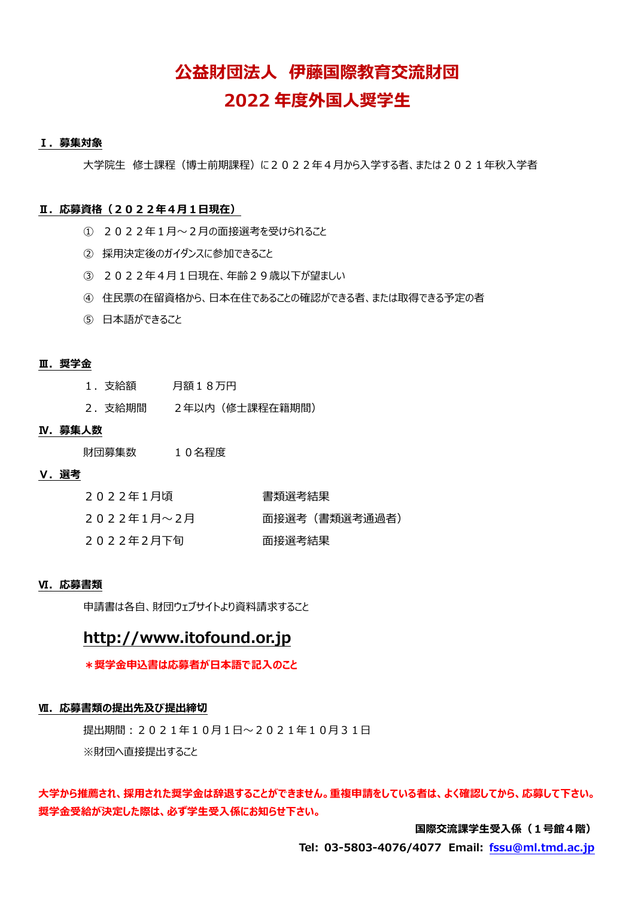# 公益財団法人　伊藤国際教育交流財団
# 2022 年度外国人奨学生

**Ⅰ．募集対象**

大学院生　修士課程（博士前期課程）に２０２２年４月から入学する者、または２０２１年秋入学者

**Ⅱ．応募資格（２０２２年４月１日現在）**

① ２０２２年１月～２月の面接選考を受けられること

② 採用決定後のガイダンスに参加できること

③ ２０２２年４月１日現在、年齢２９歳以下が望ましい

④ 住民票の在留資格から、日本在住であることの確認ができる者、または取得できる予定の者

⑤ 日本語ができること

**Ⅲ．奨学金**

１．支給額　　　月額１８万円

２．支給期間　　２年以内（修士課程在籍期間）

**Ⅳ．募集人数**

財団募集数　　　１０名程度

**Ⅴ．選考**

| | |
|---|---|
| ２０２２年１月頃 | 書類選考結果 |
| ２０２２年１月～２月 | 面接選考（書類選考通過者） |
| ２０２２年２月下旬 | 面接選考結果 |

**Ⅵ．応募書類**

申請書は各自、財団ウェブサイトより資料請求すること

## http://www.itofound.or.jp

**＊奨学金申込書は応募者が日本語で記入のこと**

**Ⅶ．応募書類の提出先及び提出締切**

提出期間：２０２１年１０月１日～２０２１年１０月３１日

※財団へ直接提出すること

**大学から推薦され、採用された奨学金は辞退することができません。重複申請をしている者は、よく確認してから、応募して下さい。**
**奨学金受給が決定した際は、必ず学生受入係にお知らせ下さい。**

**国際交流課学生受入係（１号館４階）**

**Tel: 03-5803-4076/4077 Email: fssu@ml.tmd.ac.jp**